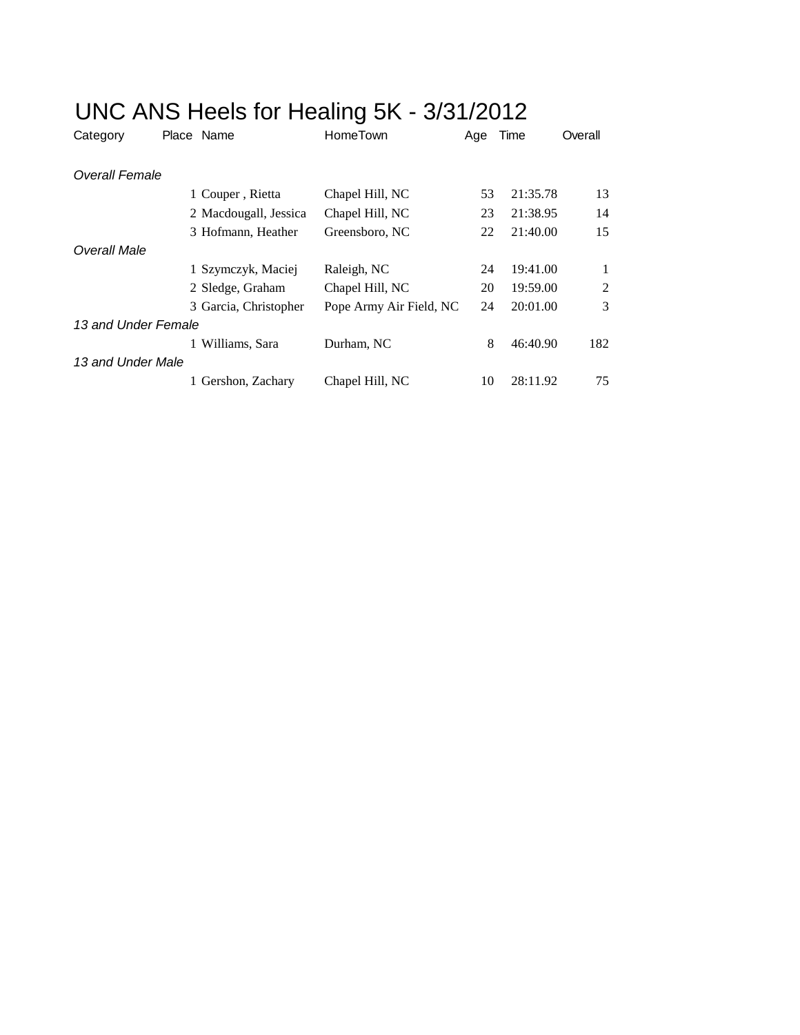# UNC ANS Heels for Healing 5K - 3/31/2012

| Category | Place | Name | HomeTown | Age | Time | Overall |
|---|---|---|---|---|---|---|
| *Overall Female* | | | | | | |
| | 1 | Couper , Rietta | Chapel Hill, NC | 53 | 21:35.78 | 13 |
| | 2 | Macdougall, Jessica | Chapel Hill, NC | 23 | 21:38.95 | 14 |
| | 3 | Hofmann, Heather | Greensboro, NC | 22 | 21:40.00 | 15 |
| *Overall Male* | | | | | | |
| | 1 | Szymczyk, Maciej | Raleigh, NC | 24 | 19:41.00 | 1 |
| | 2 | Sledge, Graham | Chapel Hill, NC | 20 | 19:59.00 | 2 |
| | 3 | Garcia, Christopher | Pope Army Air Field, NC | 24 | 20:01.00 | 3 |
| *13 and Under Female* | | | | | | |
| | 1 | Williams, Sara | Durham, NC | 8 | 46:40.90 | 182 |
| *13 and Under Male* | | | | | | |
| | 1 | Gershon, Zachary | Chapel Hill, NC | 10 | 28:11.92 | 75 |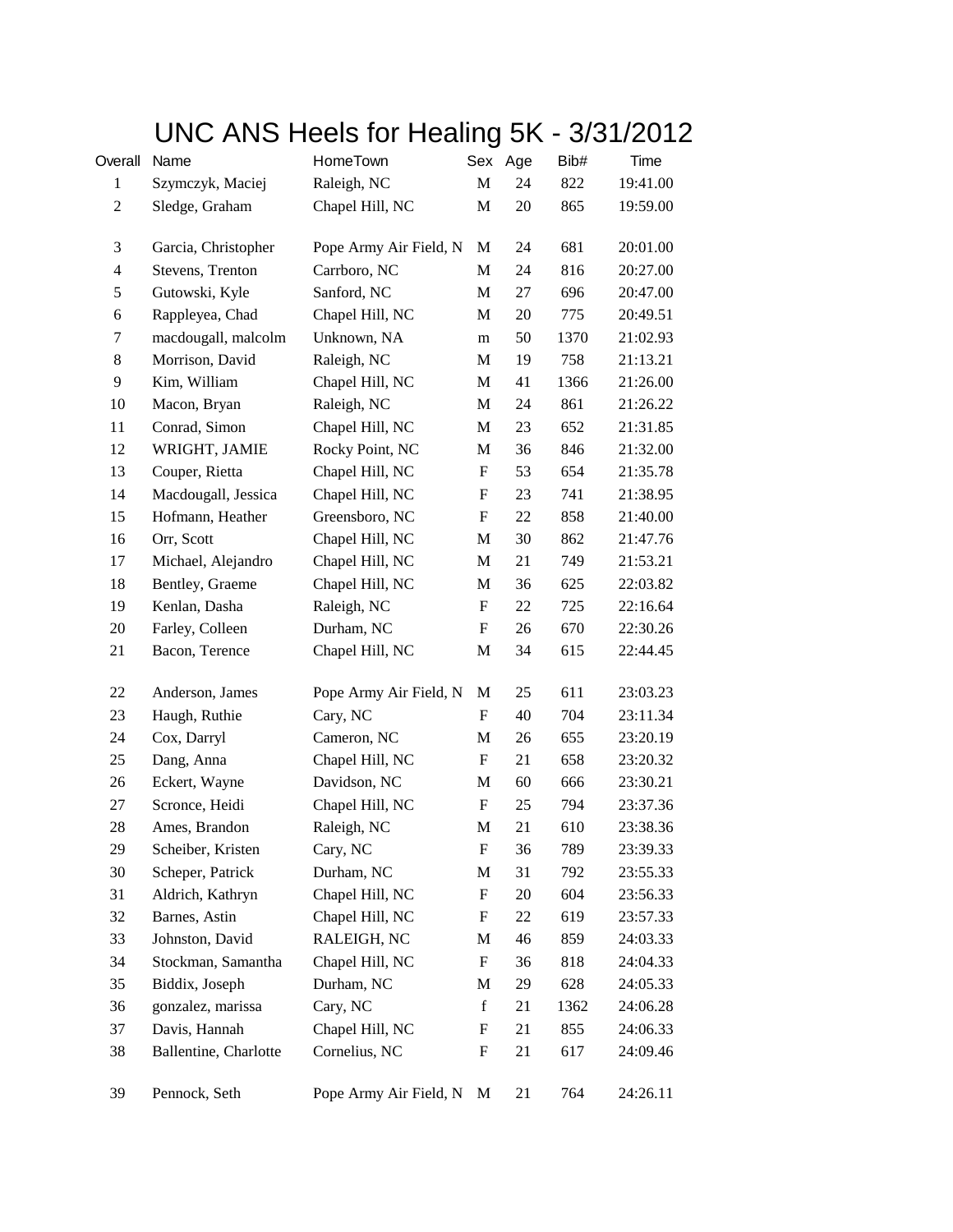# UNC ANS Heels for Healing 5K - 3/31/2012

| Overall | Name | HomeTown | Sex | Age | Bib# | Time |
|---|---|---|---|---|---|---|
| 1 | Szymczyk, Maciej | Raleigh, NC | M | 24 | 822 | 19:41.00 |
| 2 | Sledge, Graham | Chapel Hill, NC | M | 20 | 865 | 19:59.00 |
| 3 | Garcia, Christopher | Pope Army Air Field, N | M | 24 | 681 | 20:01.00 |
| 4 | Stevens, Trenton | Carrboro, NC | M | 24 | 816 | 20:27.00 |
| 5 | Gutowski, Kyle | Sanford, NC | M | 27 | 696 | 20:47.00 |
| 6 | Rappleyea, Chad | Chapel Hill, NC | M | 20 | 775 | 20:49.51 |
| 7 | macdougall, malcolm | Unknown, NA | m | 50 | 1370 | 21:02.93 |
| 8 | Morrison, David | Raleigh, NC | M | 19 | 758 | 21:13.21 |
| 9 | Kim, William | Chapel Hill, NC | M | 41 | 1366 | 21:26.00 |
| 10 | Macon, Bryan | Raleigh, NC | M | 24 | 861 | 21:26.22 |
| 11 | Conrad, Simon | Chapel Hill, NC | M | 23 | 652 | 21:31.85 |
| 12 | WRIGHT, JAMIE | Rocky Point, NC | M | 36 | 846 | 21:32.00 |
| 13 | Couper, Rietta | Chapel Hill, NC | F | 53 | 654 | 21:35.78 |
| 14 | Macdougall, Jessica | Chapel Hill, NC | F | 23 | 741 | 21:38.95 |
| 15 | Hofmann, Heather | Greensboro, NC | F | 22 | 858 | 21:40.00 |
| 16 | Orr, Scott | Chapel Hill, NC | M | 30 | 862 | 21:47.76 |
| 17 | Michael, Alejandro | Chapel Hill, NC | M | 21 | 749 | 21:53.21 |
| 18 | Bentley, Graeme | Chapel Hill, NC | M | 36 | 625 | 22:03.82 |
| 19 | Kenlan, Dasha | Raleigh, NC | F | 22 | 725 | 22:16.64 |
| 20 | Farley, Colleen | Durham, NC | F | 26 | 670 | 22:30.26 |
| 21 | Bacon, Terence | Chapel Hill, NC | M | 34 | 615 | 22:44.45 |
| 22 | Anderson, James | Pope Army Air Field, N | M | 25 | 611 | 23:03.23 |
| 23 | Haugh, Ruthie | Cary, NC | F | 40 | 704 | 23:11.34 |
| 24 | Cox, Darryl | Cameron, NC | M | 26 | 655 | 23:20.19 |
| 25 | Dang, Anna | Chapel Hill, NC | F | 21 | 658 | 23:20.32 |
| 26 | Eckert, Wayne | Davidson, NC | M | 60 | 666 | 23:30.21 |
| 27 | Scronce, Heidi | Chapel Hill, NC | F | 25 | 794 | 23:37.36 |
| 28 | Ames, Brandon | Raleigh, NC | M | 21 | 610 | 23:38.36 |
| 29 | Scheiber, Kristen | Cary, NC | F | 36 | 789 | 23:39.33 |
| 30 | Scheper, Patrick | Durham, NC | M | 31 | 792 | 23:55.33 |
| 31 | Aldrich, Kathryn | Chapel Hill, NC | F | 20 | 604 | 23:56.33 |
| 32 | Barnes, Astin | Chapel Hill, NC | F | 22 | 619 | 23:57.33 |
| 33 | Johnston, David | RALEIGH, NC | M | 46 | 859 | 24:03.33 |
| 34 | Stockman, Samantha | Chapel Hill, NC | F | 36 | 818 | 24:04.33 |
| 35 | Biddix, Joseph | Durham, NC | M | 29 | 628 | 24:05.33 |
| 36 | gonzalez, marissa | Cary, NC | f | 21 | 1362 | 24:06.28 |
| 37 | Davis, Hannah | Chapel Hill, NC | F | 21 | 855 | 24:06.33 |
| 38 | Ballentine, Charlotte | Cornelius, NC | F | 21 | 617 | 24:09.46 |
| 39 | Pennock, Seth | Pope Army Air Field, N | M | 21 | 764 | 24:26.11 |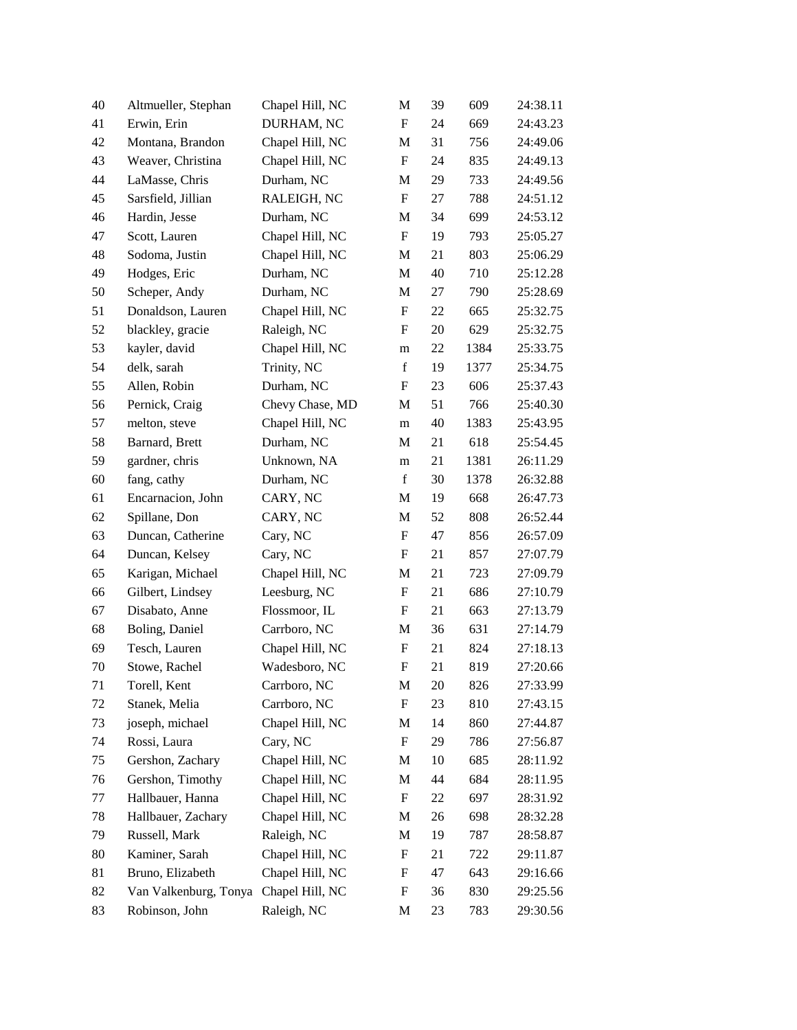| | | | | | | |
|---|---|---|---|---|---|---|
| 40 | Altmueller, Stephan | Chapel Hill, NC | M | 39 | 609 | 24:38.11 |
| 41 | Erwin, Erin | DURHAM, NC | F | 24 | 669 | 24:43.23 |
| 42 | Montana, Brandon | Chapel Hill, NC | M | 31 | 756 | 24:49.06 |
| 43 | Weaver, Christina | Chapel Hill, NC | F | 24 | 835 | 24:49.13 |
| 44 | LaMasse, Chris | Durham, NC | M | 29 | 733 | 24:49.56 |
| 45 | Sarsfield, Jillian | RALEIGH, NC | F | 27 | 788 | 24:51.12 |
| 46 | Hardin, Jesse | Durham, NC | M | 34 | 699 | 24:53.12 |
| 47 | Scott, Lauren | Chapel Hill, NC | F | 19 | 793 | 25:05.27 |
| 48 | Sodoma, Justin | Chapel Hill, NC | M | 21 | 803 | 25:06.29 |
| 49 | Hodges, Eric | Durham, NC | M | 40 | 710 | 25:12.28 |
| 50 | Scheper, Andy | Durham, NC | M | 27 | 790 | 25:28.69 |
| 51 | Donaldson, Lauren | Chapel Hill, NC | F | 22 | 665 | 25:32.75 |
| 52 | blackley, gracie | Raleigh, NC | F | 20 | 629 | 25:32.75 |
| 53 | kayler, david | Chapel Hill, NC | m | 22 | 1384 | 25:33.75 |
| 54 | delk, sarah | Trinity, NC | f | 19 | 1377 | 25:34.75 |
| 55 | Allen, Robin | Durham, NC | F | 23 | 606 | 25:37.43 |
| 56 | Pernick, Craig | Chevy Chase, MD | M | 51 | 766 | 25:40.30 |
| 57 | melton, steve | Chapel Hill, NC | m | 40 | 1383 | 25:43.95 |
| 58 | Barnard, Brett | Durham, NC | M | 21 | 618 | 25:54.45 |
| 59 | gardner, chris | Unknown, NA | m | 21 | 1381 | 26:11.29 |
| 60 | fang, cathy | Durham, NC | f | 30 | 1378 | 26:32.88 |
| 61 | Encarnacion, John | CARY, NC | M | 19 | 668 | 26:47.73 |
| 62 | Spillane, Don | CARY, NC | M | 52 | 808 | 26:52.44 |
| 63 | Duncan, Catherine | Cary, NC | F | 47 | 856 | 26:57.09 |
| 64 | Duncan, Kelsey | Cary, NC | F | 21 | 857 | 27:07.79 |
| 65 | Karigan, Michael | Chapel Hill, NC | M | 21 | 723 | 27:09.79 |
| 66 | Gilbert, Lindsey | Leesburg, NC | F | 21 | 686 | 27:10.79 |
| 67 | Disabato, Anne | Flossmoor, IL | F | 21 | 663 | 27:13.79 |
| 68 | Boling, Daniel | Carrboro, NC | M | 36 | 631 | 27:14.79 |
| 69 | Tesch, Lauren | Chapel Hill, NC | F | 21 | 824 | 27:18.13 |
| 70 | Stowe, Rachel | Wadesboro, NC | F | 21 | 819 | 27:20.66 |
| 71 | Torell, Kent | Carrboro, NC | M | 20 | 826 | 27:33.99 |
| 72 | Stanek, Melia | Carrboro, NC | F | 23 | 810 | 27:43.15 |
| 73 | joseph, michael | Chapel Hill, NC | M | 14 | 860 | 27:44.87 |
| 74 | Rossi, Laura | Cary, NC | F | 29 | 786 | 27:56.87 |
| 75 | Gershon, Zachary | Chapel Hill, NC | M | 10 | 685 | 28:11.92 |
| 76 | Gershon, Timothy | Chapel Hill, NC | M | 44 | 684 | 28:11.95 |
| 77 | Hallbauer, Hanna | Chapel Hill, NC | F | 22 | 697 | 28:31.92 |
| 78 | Hallbauer, Zachary | Chapel Hill, NC | M | 26 | 698 | 28:32.28 |
| 79 | Russell, Mark | Raleigh, NC | M | 19 | 787 | 28:58.87 |
| 80 | Kaminer, Sarah | Chapel Hill, NC | F | 21 | 722 | 29:11.87 |
| 81 | Bruno, Elizabeth | Chapel Hill, NC | F | 47 | 643 | 29:16.66 |
| 82 | Van Valkenburg, Tonya | Chapel Hill, NC | F | 36 | 830 | 29:25.56 |
| 83 | Robinson, John | Raleigh, NC | M | 23 | 783 | 29:30.56 |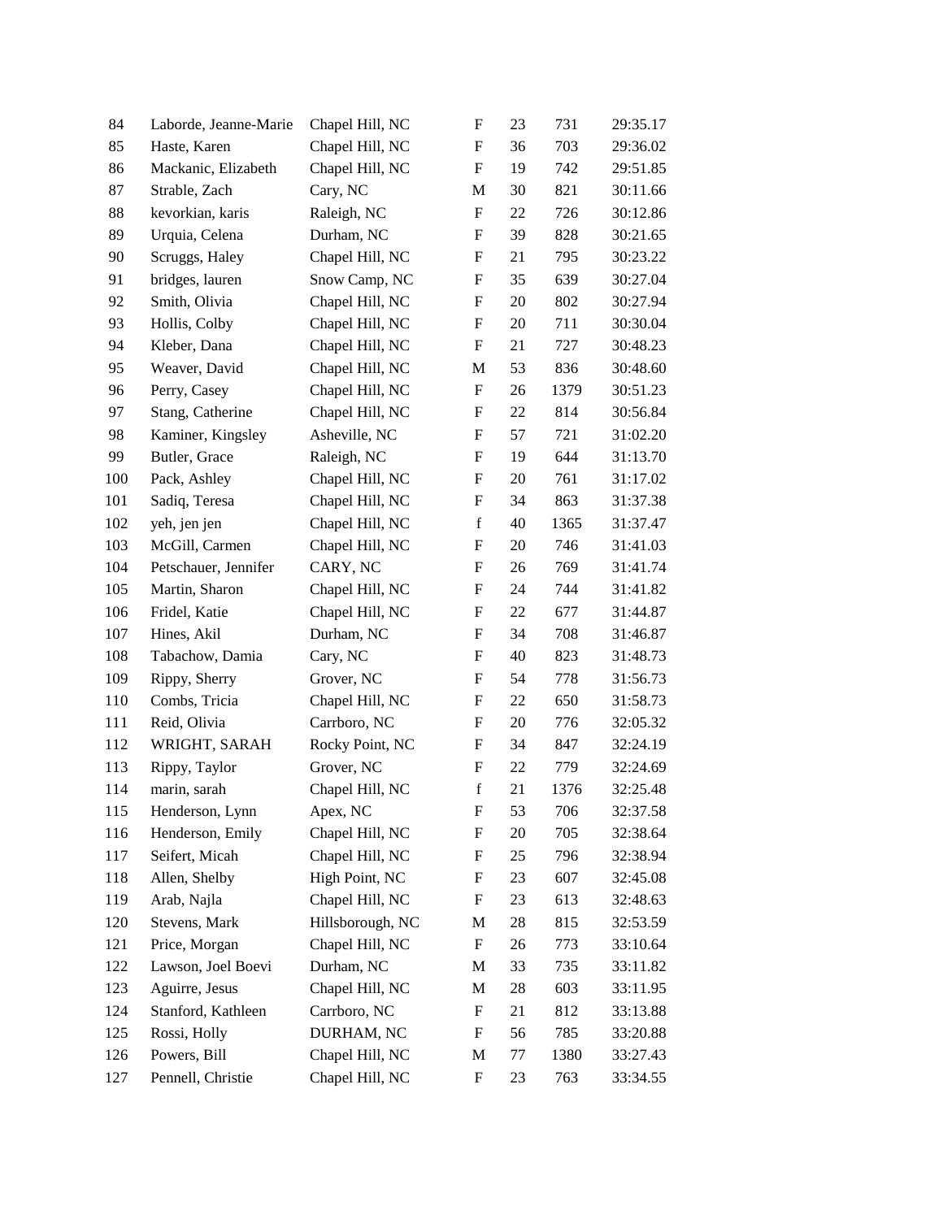| | | | | | | |
|---|---|---|---|---|---|---|
| 84 | Laborde, Jeanne-Marie | Chapel Hill, NC | F | 23 | 731 | 29:35.17 |
| 85 | Haste, Karen | Chapel Hill, NC | F | 36 | 703 | 29:36.02 |
| 86 | Mackanic, Elizabeth | Chapel Hill, NC | F | 19 | 742 | 29:51.85 |
| 87 | Strable, Zach | Cary, NC | M | 30 | 821 | 30:11.66 |
| 88 | kevorkian, karis | Raleigh, NC | F | 22 | 726 | 30:12.86 |
| 89 | Urquia, Celena | Durham, NC | F | 39 | 828 | 30:21.65 |
| 90 | Scruggs, Haley | Chapel Hill, NC | F | 21 | 795 | 30:23.22 |
| 91 | bridges, lauren | Snow Camp, NC | F | 35 | 639 | 30:27.04 |
| 92 | Smith, Olivia | Chapel Hill, NC | F | 20 | 802 | 30:27.94 |
| 93 | Hollis, Colby | Chapel Hill, NC | F | 20 | 711 | 30:30.04 |
| 94 | Kleber, Dana | Chapel Hill, NC | F | 21 | 727 | 30:48.23 |
| 95 | Weaver, David | Chapel Hill, NC | M | 53 | 836 | 30:48.60 |
| 96 | Perry, Casey | Chapel Hill, NC | F | 26 | 1379 | 30:51.23 |
| 97 | Stang, Catherine | Chapel Hill, NC | F | 22 | 814 | 30:56.84 |
| 98 | Kaminer, Kingsley | Asheville, NC | F | 57 | 721 | 31:02.20 |
| 99 | Butler, Grace | Raleigh, NC | F | 19 | 644 | 31:13.70 |
| 100 | Pack, Ashley | Chapel Hill, NC | F | 20 | 761 | 31:17.02 |
| 101 | Sadiq, Teresa | Chapel Hill, NC | F | 34 | 863 | 31:37.38 |
| 102 | yeh, jen jen | Chapel Hill, NC | f | 40 | 1365 | 31:37.47 |
| 103 | McGill, Carmen | Chapel Hill, NC | F | 20 | 746 | 31:41.03 |
| 104 | Petschauer, Jennifer | CARY, NC | F | 26 | 769 | 31:41.74 |
| 105 | Martin, Sharon | Chapel Hill, NC | F | 24 | 744 | 31:41.82 |
| 106 | Fridel, Katie | Chapel Hill, NC | F | 22 | 677 | 31:44.87 |
| 107 | Hines, Akil | Durham, NC | F | 34 | 708 | 31:46.87 |
| 108 | Tabachow, Damia | Cary, NC | F | 40 | 823 | 31:48.73 |
| 109 | Rippy, Sherry | Grover, NC | F | 54 | 778 | 31:56.73 |
| 110 | Combs, Tricia | Chapel Hill, NC | F | 22 | 650 | 31:58.73 |
| 111 | Reid, Olivia | Carrboro, NC | F | 20 | 776 | 32:05.32 |
| 112 | WRIGHT, SARAH | Rocky Point, NC | F | 34 | 847 | 32:24.19 |
| 113 | Rippy, Taylor | Grover, NC | F | 22 | 779 | 32:24.69 |
| 114 | marin, sarah | Chapel Hill, NC | f | 21 | 1376 | 32:25.48 |
| 115 | Henderson, Lynn | Apex, NC | F | 53 | 706 | 32:37.58 |
| 116 | Henderson, Emily | Chapel Hill, NC | F | 20 | 705 | 32:38.64 |
| 117 | Seifert, Micah | Chapel Hill, NC | F | 25 | 796 | 32:38.94 |
| 118 | Allen, Shelby | High Point, NC | F | 23 | 607 | 32:45.08 |
| 119 | Arab, Najla | Chapel Hill, NC | F | 23 | 613 | 32:48.63 |
| 120 | Stevens, Mark | Hillsborough, NC | M | 28 | 815 | 32:53.59 |
| 121 | Price, Morgan | Chapel Hill, NC | F | 26 | 773 | 33:10.64 |
| 122 | Lawson, Joel Boevi | Durham, NC | M | 33 | 735 | 33:11.82 |
| 123 | Aguirre, Jesus | Chapel Hill, NC | M | 28 | 603 | 33:11.95 |
| 124 | Stanford, Kathleen | Carrboro, NC | F | 21 | 812 | 33:13.88 |
| 125 | Rossi, Holly | DURHAM, NC | F | 56 | 785 | 33:20.88 |
| 126 | Powers, Bill | Chapel Hill, NC | M | 77 | 1380 | 33:27.43 |
| 127 | Pennell, Christie | Chapel Hill, NC | F | 23 | 763 | 33:34.55 |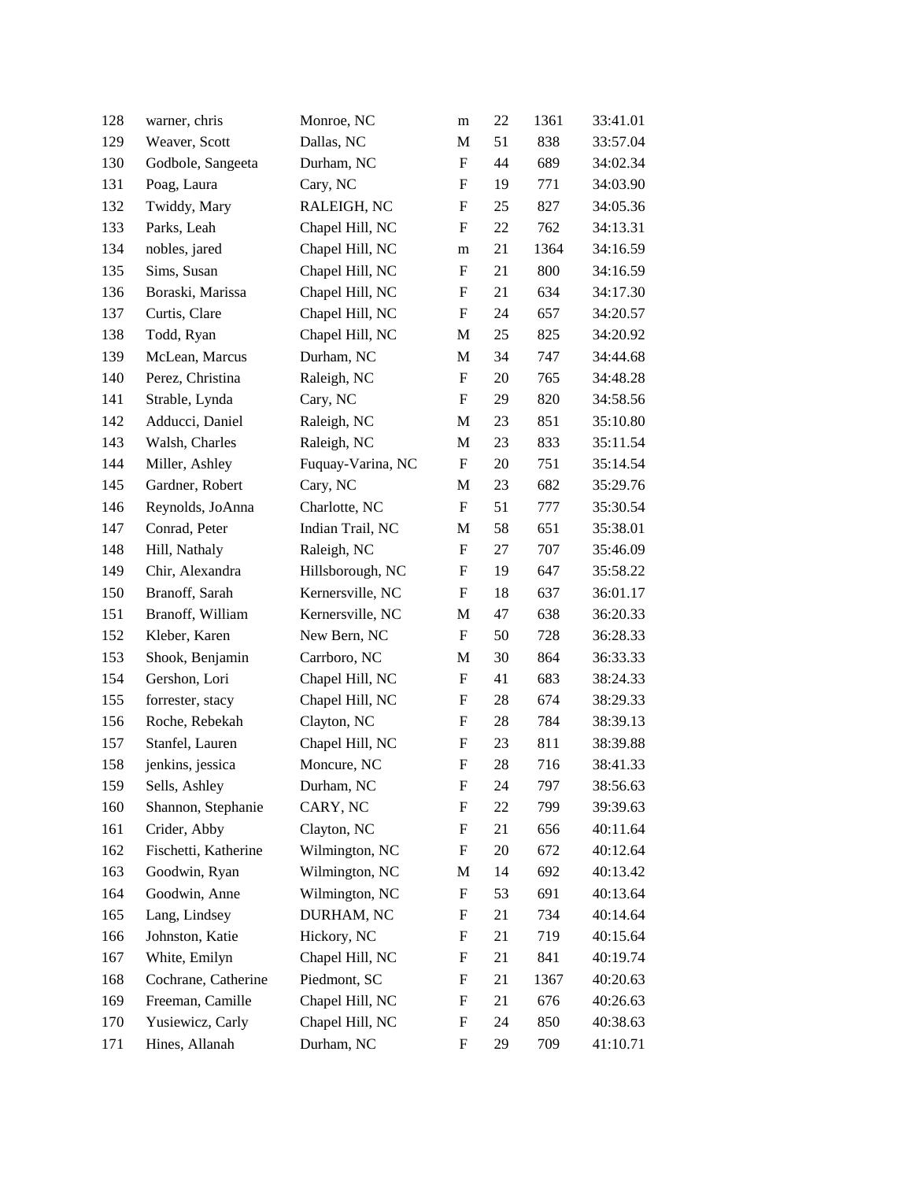| | | | | | | |
|---|---|---|---|---|---|---|
| 128 | warner, chris | Monroe, NC | m | 22 | 1361 | 33:41.01 |
| 129 | Weaver, Scott | Dallas, NC | M | 51 | 838 | 33:57.04 |
| 130 | Godbole, Sangeeta | Durham, NC | F | 44 | 689 | 34:02.34 |
| 131 | Poag, Laura | Cary, NC | F | 19 | 771 | 34:03.90 |
| 132 | Twiddy, Mary | RALEIGH, NC | F | 25 | 827 | 34:05.36 |
| 133 | Parks, Leah | Chapel Hill, NC | F | 22 | 762 | 34:13.31 |
| 134 | nobles, jared | Chapel Hill, NC | m | 21 | 1364 | 34:16.59 |
| 135 | Sims, Susan | Chapel Hill, NC | F | 21 | 800 | 34:16.59 |
| 136 | Boraski, Marissa | Chapel Hill, NC | F | 21 | 634 | 34:17.30 |
| 137 | Curtis, Clare | Chapel Hill, NC | F | 24 | 657 | 34:20.57 |
| 138 | Todd, Ryan | Chapel Hill, NC | M | 25 | 825 | 34:20.92 |
| 139 | McLean, Marcus | Durham, NC | M | 34 | 747 | 34:44.68 |
| 140 | Perez, Christina | Raleigh, NC | F | 20 | 765 | 34:48.28 |
| 141 | Strable, Lynda | Cary, NC | F | 29 | 820 | 34:58.56 |
| 142 | Adducci, Daniel | Raleigh, NC | M | 23 | 851 | 35:10.80 |
| 143 | Walsh, Charles | Raleigh, NC | M | 23 | 833 | 35:11.54 |
| 144 | Miller, Ashley | Fuquay-Varina, NC | F | 20 | 751 | 35:14.54 |
| 145 | Gardner, Robert | Cary, NC | M | 23 | 682 | 35:29.76 |
| 146 | Reynolds, JoAnna | Charlotte, NC | F | 51 | 777 | 35:30.54 |
| 147 | Conrad, Peter | Indian Trail, NC | M | 58 | 651 | 35:38.01 |
| 148 | Hill, Nathaly | Raleigh, NC | F | 27 | 707 | 35:46.09 |
| 149 | Chir, Alexandra | Hillsborough, NC | F | 19 | 647 | 35:58.22 |
| 150 | Branoff, Sarah | Kernersville, NC | F | 18 | 637 | 36:01.17 |
| 151 | Branoff, William | Kernersville, NC | M | 47 | 638 | 36:20.33 |
| 152 | Kleber, Karen | New Bern, NC | F | 50 | 728 | 36:28.33 |
| 153 | Shook, Benjamin | Carrboro, NC | M | 30 | 864 | 36:33.33 |
| 154 | Gershon, Lori | Chapel Hill, NC | F | 41 | 683 | 38:24.33 |
| 155 | forrester, stacy | Chapel Hill, NC | F | 28 | 674 | 38:29.33 |
| 156 | Roche, Rebekah | Clayton, NC | F | 28 | 784 | 38:39.13 |
| 157 | Stanfel, Lauren | Chapel Hill, NC | F | 23 | 811 | 38:39.88 |
| 158 | jenkins, jessica | Moncure, NC | F | 28 | 716 | 38:41.33 |
| 159 | Sells, Ashley | Durham, NC | F | 24 | 797 | 38:56.63 |
| 160 | Shannon, Stephanie | CARY, NC | F | 22 | 799 | 39:39.63 |
| 161 | Crider, Abby | Clayton, NC | F | 21 | 656 | 40:11.64 |
| 162 | Fischetti, Katherine | Wilmington, NC | F | 20 | 672 | 40:12.64 |
| 163 | Goodwin, Ryan | Wilmington, NC | M | 14 | 692 | 40:13.42 |
| 164 | Goodwin, Anne | Wilmington, NC | F | 53 | 691 | 40:13.64 |
| 165 | Lang, Lindsey | DURHAM, NC | F | 21 | 734 | 40:14.64 |
| 166 | Johnston, Katie | Hickory, NC | F | 21 | 719 | 40:15.64 |
| 167 | White, Emilyn | Chapel Hill, NC | F | 21 | 841 | 40:19.74 |
| 168 | Cochrane, Catherine | Piedmont, SC | F | 21 | 1367 | 40:20.63 |
| 169 | Freeman, Camille | Chapel Hill, NC | F | 21 | 676 | 40:26.63 |
| 170 | Yusiewicz, Carly | Chapel Hill, NC | F | 24 | 850 | 40:38.63 |
| 171 | Hines, Allanah | Durham, NC | F | 29 | 709 | 41:10.71 |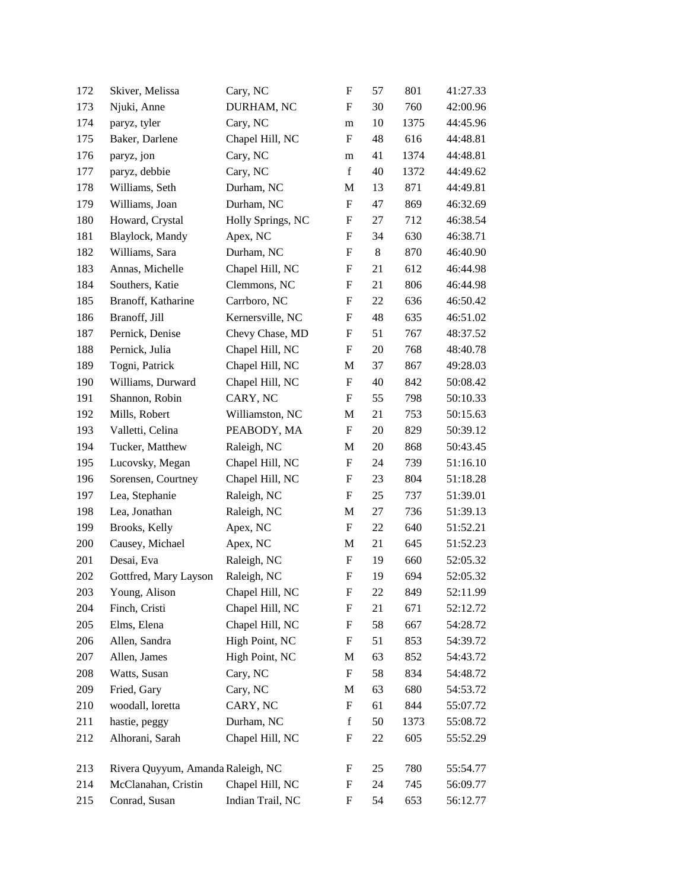| | | | | | | |
|---|---|---|---|---|---|---|
| 172 | Skiver, Melissa | Cary, NC | F | 57 | 801 | 41:27.33 |
| 173 | Njuki, Anne | DURHAM, NC | F | 30 | 760 | 42:00.96 |
| 174 | paryz, tyler | Cary, NC | m | 10 | 1375 | 44:45.96 |
| 175 | Baker, Darlene | Chapel Hill, NC | F | 48 | 616 | 44:48.81 |
| 176 | paryz, jon | Cary, NC | m | 41 | 1374 | 44:48.81 |
| 177 | paryz, debbie | Cary, NC | f | 40 | 1372 | 44:49.62 |
| 178 | Williams, Seth | Durham, NC | M | 13 | 871 | 44:49.81 |
| 179 | Williams, Joan | Durham, NC | F | 47 | 869 | 46:32.69 |
| 180 | Howard, Crystal | Holly Springs, NC | F | 27 | 712 | 46:38.54 |
| 181 | Blaylock, Mandy | Apex, NC | F | 34 | 630 | 46:38.71 |
| 182 | Williams, Sara | Durham, NC | F | 8 | 870 | 46:40.90 |
| 183 | Annas, Michelle | Chapel Hill, NC | F | 21 | 612 | 46:44.98 |
| 184 | Southers, Katie | Clemmons, NC | F | 21 | 806 | 46:44.98 |
| 185 | Branoff, Katharine | Carrboro, NC | F | 22 | 636 | 46:50.42 |
| 186 | Branoff, Jill | Kernersville, NC | F | 48 | 635 | 46:51.02 |
| 187 | Pernick, Denise | Chevy Chase, MD | F | 51 | 767 | 48:37.52 |
| 188 | Pernick, Julia | Chapel Hill, NC | F | 20 | 768 | 48:40.78 |
| 189 | Togni, Patrick | Chapel Hill, NC | M | 37 | 867 | 49:28.03 |
| 190 | Williams, Durward | Chapel Hill, NC | F | 40 | 842 | 50:08.42 |
| 191 | Shannon, Robin | CARY, NC | F | 55 | 798 | 50:10.33 |
| 192 | Mills, Robert | Williamston, NC | M | 21 | 753 | 50:15.63 |
| 193 | Valletti, Celina | PEABODY, MA | F | 20 | 829 | 50:39.12 |
| 194 | Tucker, Matthew | Raleigh, NC | M | 20 | 868 | 50:43.45 |
| 195 | Lucovsky, Megan | Chapel Hill, NC | F | 24 | 739 | 51:16.10 |
| 196 | Sorensen, Courtney | Chapel Hill, NC | F | 23 | 804 | 51:18.28 |
| 197 | Lea, Stephanie | Raleigh, NC | F | 25 | 737 | 51:39.01 |
| 198 | Lea, Jonathan | Raleigh, NC | M | 27 | 736 | 51:39.13 |
| 199 | Brooks, Kelly | Apex, NC | F | 22 | 640 | 51:52.21 |
| 200 | Causey, Michael | Apex, NC | M | 21 | 645 | 51:52.23 |
| 201 | Desai, Eva | Raleigh, NC | F | 19 | 660 | 52:05.32 |
| 202 | Gottfred, Mary Layson | Raleigh, NC | F | 19 | 694 | 52:05.32 |
| 203 | Young, Alison | Chapel Hill, NC | F | 22 | 849 | 52:11.99 |
| 204 | Finch, Cristi | Chapel Hill, NC | F | 21 | 671 | 52:12.72 |
| 205 | Elms, Elena | Chapel Hill, NC | F | 58 | 667 | 54:28.72 |
| 206 | Allen, Sandra | High Point, NC | F | 51 | 853 | 54:39.72 |
| 207 | Allen, James | High Point, NC | M | 63 | 852 | 54:43.72 |
| 208 | Watts, Susan | Cary, NC | F | 58 | 834 | 54:48.72 |
| 209 | Fried, Gary | Cary, NC | M | 63 | 680 | 54:53.72 |
| 210 | woodall, loretta | CARY, NC | F | 61 | 844 | 55:07.72 |
| 211 | hastie, peggy | Durham, NC | f | 50 | 1373 | 55:08.72 |
| 212 | Alhorani, Sarah | Chapel Hill, NC | F | 22 | 605 | 55:52.29 |
| 213 | Rivera Quyyum, Amanda | Raleigh, NC | F | 25 | 780 | 55:54.77 |
| 214 | McClanahan, Cristin | Chapel Hill, NC | F | 24 | 745 | 56:09.77 |
| 215 | Conrad, Susan | Indian Trail, NC | F | 54 | 653 | 56:12.77 |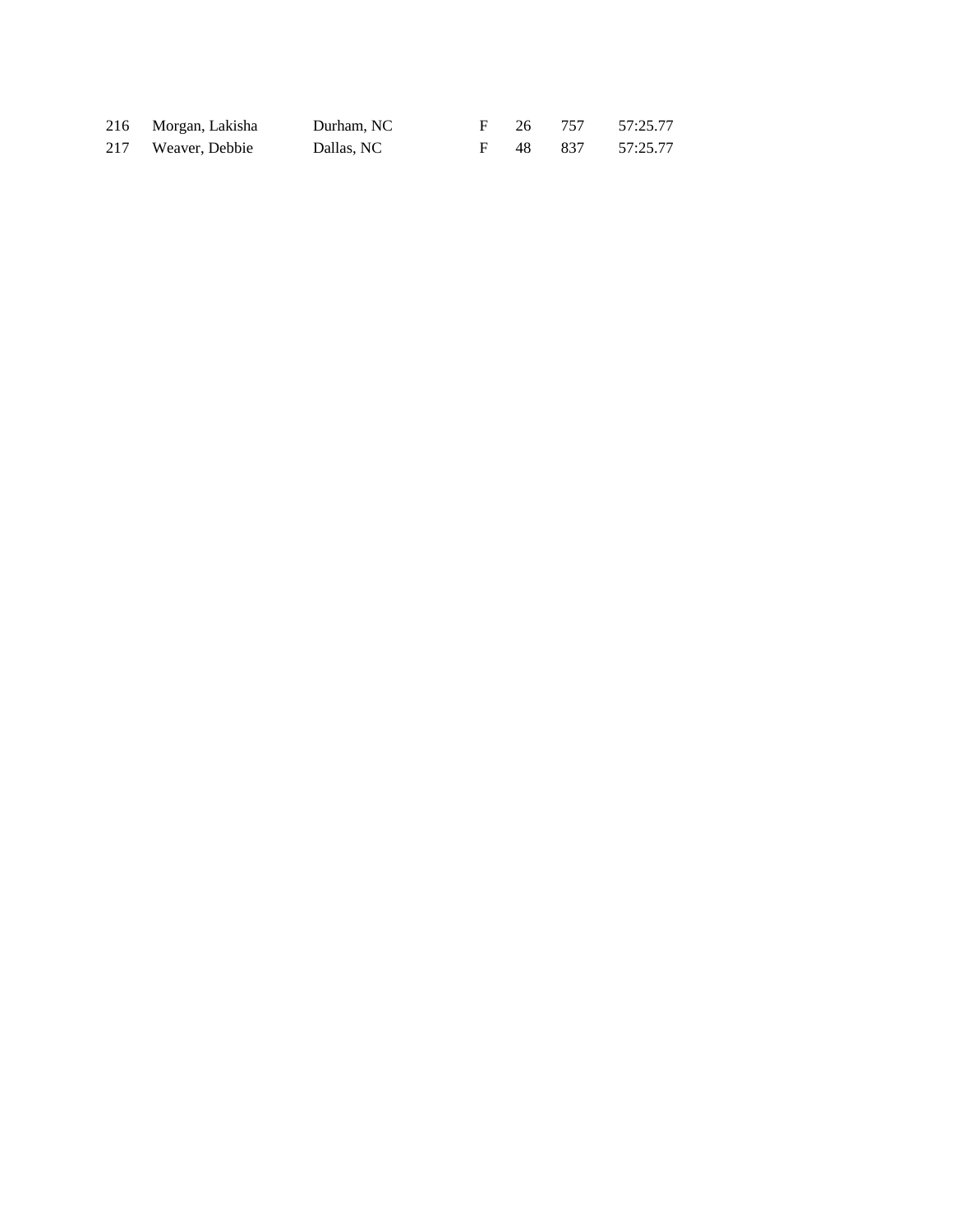| | | | | | | |
|---|---|---|---|---|---|---|
| 216 | Morgan, Lakisha | Durham, NC | F | 26 | 757 | 57:25.77 |
| 217 | Weaver, Debbie | Dallas, NC | F | 48 | 837 | 57:25.77 |